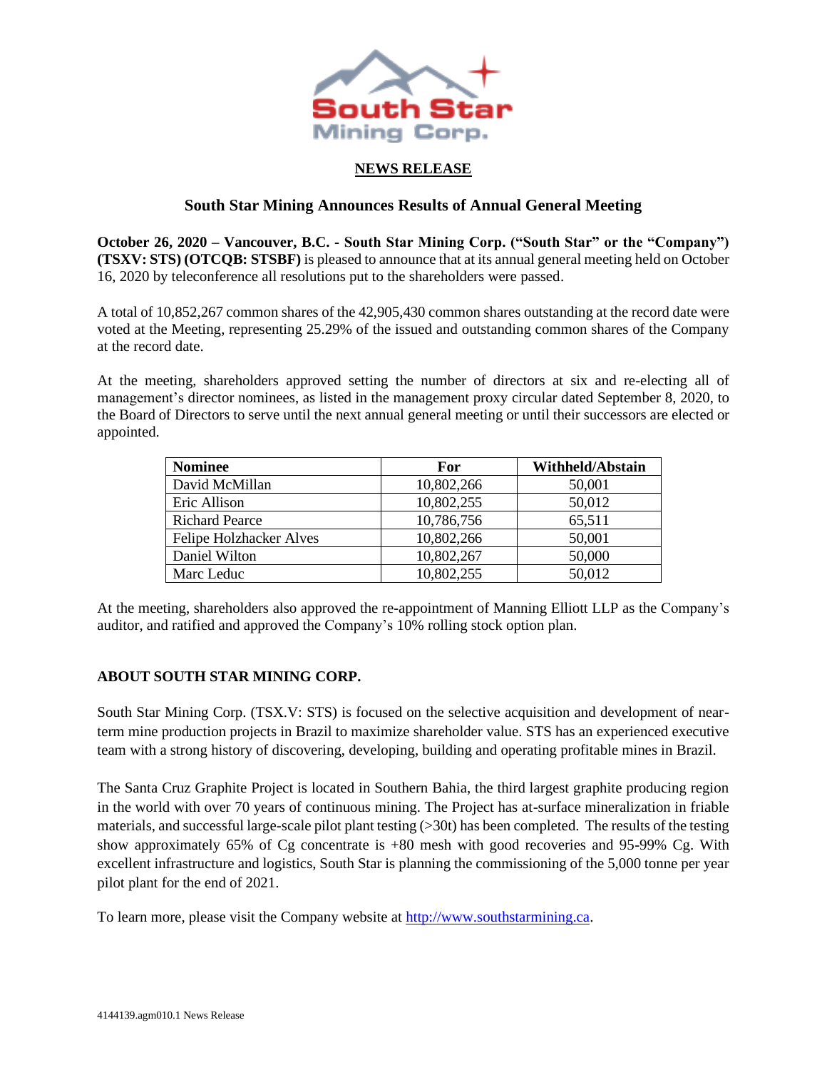**South Star Mining Corp.**

**NEWS RELEASE**

## South Star Mining Announces Results of Annual General Meeting

**October 26, 2020 – Vancouver, B.C. - South Star Mining Corp. ("South Star" or the "Company") (TSXV: STS) (OTCQB: STSBF)** is pleased to announce that at its annual general meeting held on October 16, 2020 by teleconference all resolutions put to the shareholders were passed.

A total of 10,852,267 common shares of the 42,905,430 common shares outstanding at the record date were voted at the Meeting, representing 25.29% of the issued and outstanding common shares of the Company at the record date.

At the meeting, shareholders approved setting the number of directors at six and re-electing all of management's director nominees, as listed in the management proxy circular dated September 8, 2020, to the Board of Directors to serve until the next annual general meeting or until their successors are elected or appointed.

| Nominee | For | Withheld/Abstain |
|---|---|---|
| David McMillan | 10,802,266 | 50,001 |
| Eric Allison | 10,802,255 | 50,012 |
| Richard Pearce | 10,786,756 | 65,511 |
| Felipe Holzhacker Alves | 10,802,266 | 50,001 |
| Daniel Wilton | 10,802,267 | 50,000 |
| Marc Leduc | 10,802,255 | 50,012 |

At the meeting, shareholders also approved the re-appointment of Manning Elliott LLP as the Company's auditor, and ratified and approved the Company's 10% rolling stock option plan.

### ABOUT SOUTH STAR MINING CORP.

South Star Mining Corp. (TSX.V: STS) is focused on the selective acquisition and development of near-term mine production projects in Brazil to maximize shareholder value. STS has an experienced executive team with a strong history of discovering, developing, building and operating profitable mines in Brazil.

The Santa Cruz Graphite Project is located in Southern Bahia, the third largest graphite producing region in the world with over 70 years of continuous mining. The Project has at-surface mineralization in friable materials, and successful large-scale pilot plant testing (>30t) has been completed. The results of the testing show approximately 65% of Cg concentrate is +80 mesh with good recoveries and 95-99% Cg. With excellent infrastructure and logistics, South Star is planning the commissioning of the 5,000 tonne per year pilot plant for the end of 2021.

To learn more, please visit the Company website at http://www.southstarmining.ca.

4144139.agm010.1 News Release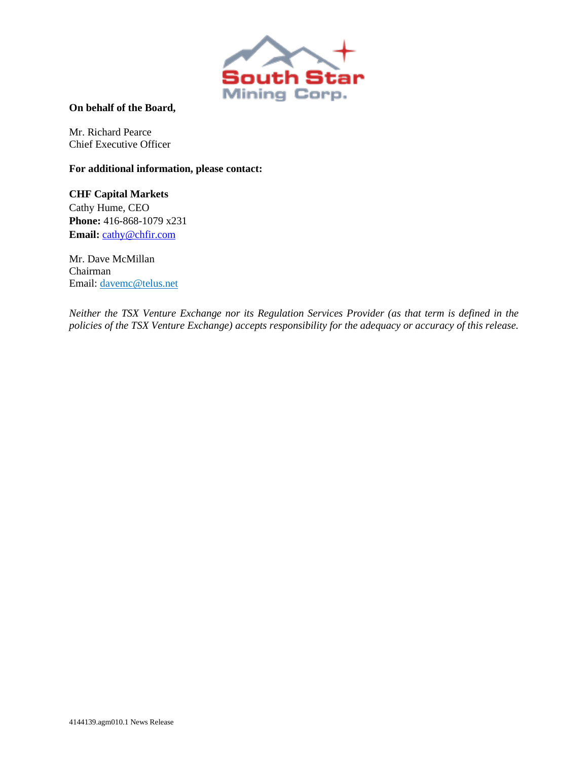**On behalf of the Board,**

Mr. Richard Pearce
Chief Executive Officer

**For additional information, please contact:**

**CHF Capital Markets**
Cathy Hume, CEO
**Phone:** 416-868-1079 x231
**Email:** cathy@chfir.com

Mr. Dave McMillan
Chairman
Email: davemc@telus.net

*Neither the TSX Venture Exchange nor its Regulation Services Provider (as that term is defined in the policies of the TSX Venture Exchange) accepts responsibility for the adequacy or accuracy of this release.*

4144139.agm010.1 News Release